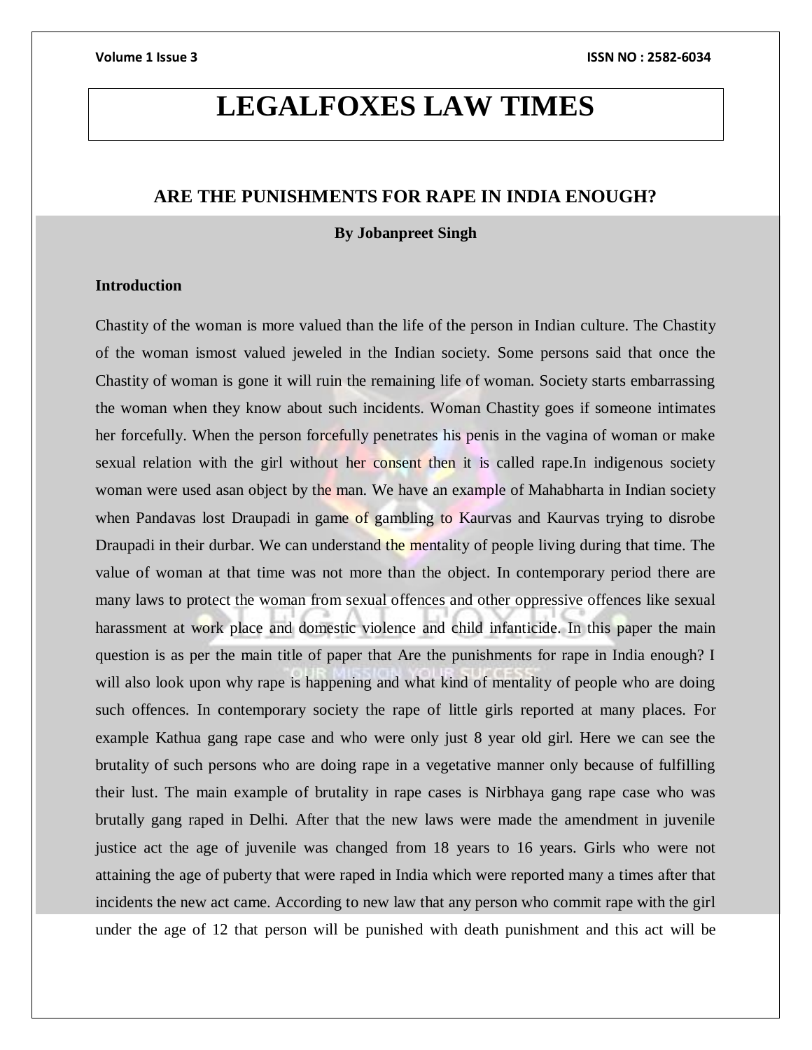# LEGALFOXES LAW TIMES

## ARE THE PUNISHMENTS FOR RAPE IN INDIA ENOUGH?

**By Jobanpreet Singh**

### Introduction

Chastity of the woman is more valued than the life of the person in Indian culture. The Chastity of the woman ismost valued jeweled in the Indian society. Some persons said that once the Chastity of woman is gone it will ruin the remaining life of woman. Society starts embarrassing the woman when they know about such incidents. Woman Chastity goes if someone intimates her forcefully. When the person forcefully penetrates his penis in the vagina of woman or make sexual relation with the girl without her consent then it is called rape.In indigenous society woman were used asan object by the man. We have an example of Mahabharta in Indian society when Pandavas lost Draupadi in game of gambling to Kaurvas and Kaurvas trying to disrobe Draupadi in their durbar. We can understand the mentality of people living during that time. The value of woman at that time was not more than the object. In contemporary period there are many laws to protect the woman from sexual offences and other oppressive offences like sexual harassment at work place and domestic violence and child infanticide. In this paper the main question is as per the main title of paper that Are the punishments for rape in India enough? I will also look upon why rape is happening and what kind of mentality of people who are doing such offences. In contemporary society the rape of little girls reported at many places. For example Kathua gang rape case and who were only just 8 year old girl. Here we can see the brutality of such persons who are doing rape in a vegetative manner only because of fulfilling their lust. The main example of brutality in rape cases is Nirbhaya gang rape case who was brutally gang raped in Delhi. After that the new laws were made the amendment in juvenile justice act the age of juvenile was changed from 18 years to 16 years. Girls who were not attaining the age of puberty that were raped in India which were reported many a times after that incidents the new act came. According to new law that any person who commit rape with the girl under the age of 12 that person will be punished with death punishment and this act will be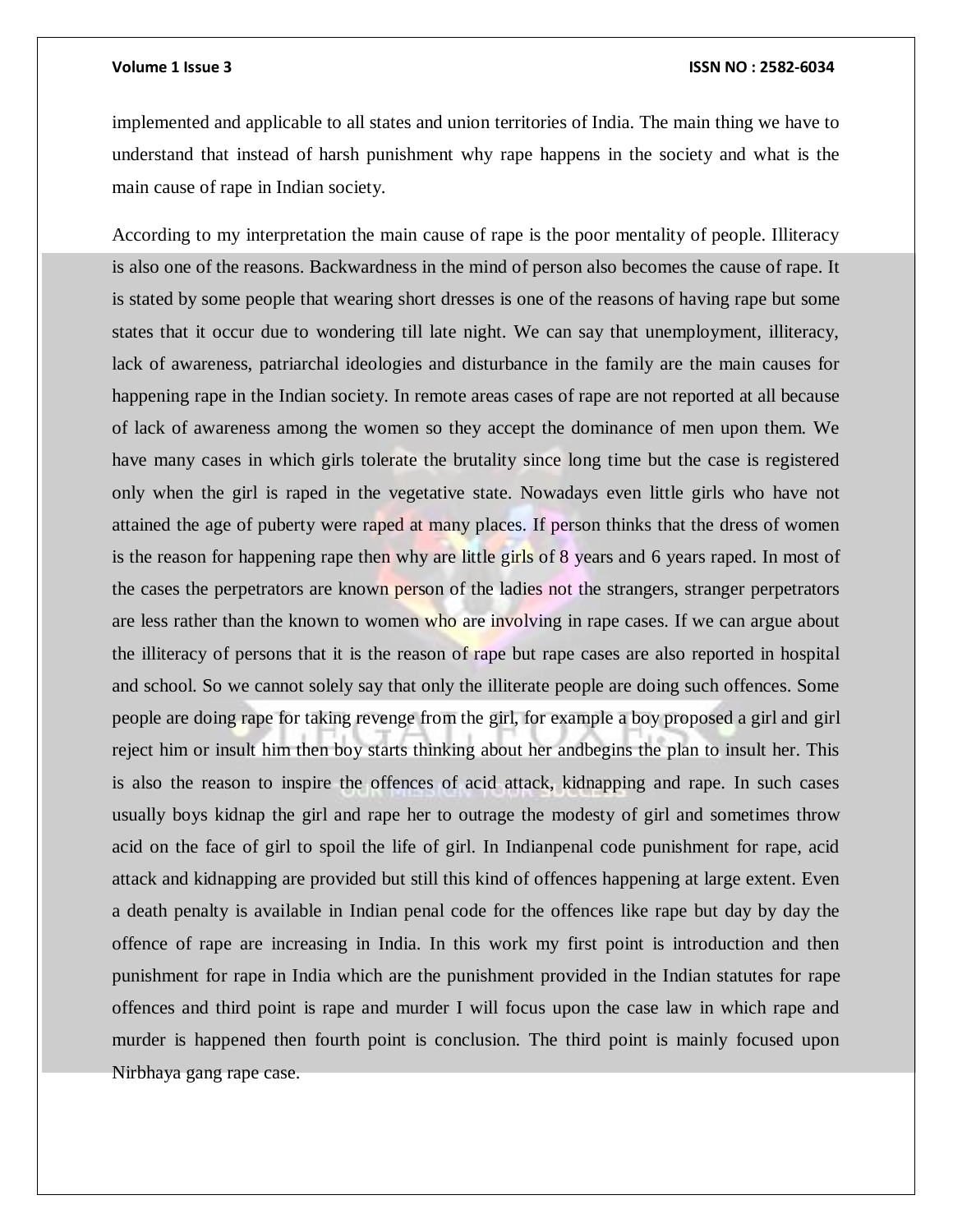implemented and applicable to all states and union territories of India. The main thing we have to understand that instead of harsh punishment why rape happens in the society and what is the main cause of rape in Indian society.

According to my interpretation the main cause of rape is the poor mentality of people. Illiteracy is also one of the reasons. Backwardness in the mind of person also becomes the cause of rape. It is stated by some people that wearing short dresses is one of the reasons of having rape but some states that it occur due to wondering till late night. We can say that unemployment, illiteracy, lack of awareness, patriarchal ideologies and disturbance in the family are the main causes for happening rape in the Indian society. In remote areas cases of rape are not reported at all because of lack of awareness among the women so they accept the dominance of men upon them. We have many cases in which girls tolerate the brutality since long time but the case is registered only when the girl is raped in the vegetative state. Nowadays even little girls who have not attained the age of puberty were raped at many places. If person thinks that the dress of women is the reason for happening rape then why are little girls of 8 years and 6 years raped. In most of the cases the perpetrators are known person of the ladies not the strangers, stranger perpetrators are less rather than the known to women who are involving in rape cases. If we can argue about the illiteracy of persons that it is the reason of rape but rape cases are also reported in hospital and school. So we cannot solely say that only the illiterate people are doing such offences. Some people are doing rape for taking revenge from the girl, for example a boy proposed a girl and girl reject him or insult him then boy starts thinking about her andbegins the plan to insult her. This is also the reason to inspire the offences of acid attack, kidnapping and rape. In such cases usually boys kidnap the girl and rape her to outrage the modesty of girl and sometimes throw acid on the face of girl to spoil the life of girl. In Indianpenal code punishment for rape, acid attack and kidnapping are provided but still this kind of offences happening at large extent. Even a death penalty is available in Indian penal code for the offences like rape but day by day the offence of rape are increasing in India. In this work my first point is introduction and then punishment for rape in India which are the punishment provided in the Indian statutes for rape offences and third point is rape and murder I will focus upon the case law in which rape and murder is happened then fourth point is conclusion. The third point is mainly focused upon Nirbhaya gang rape case.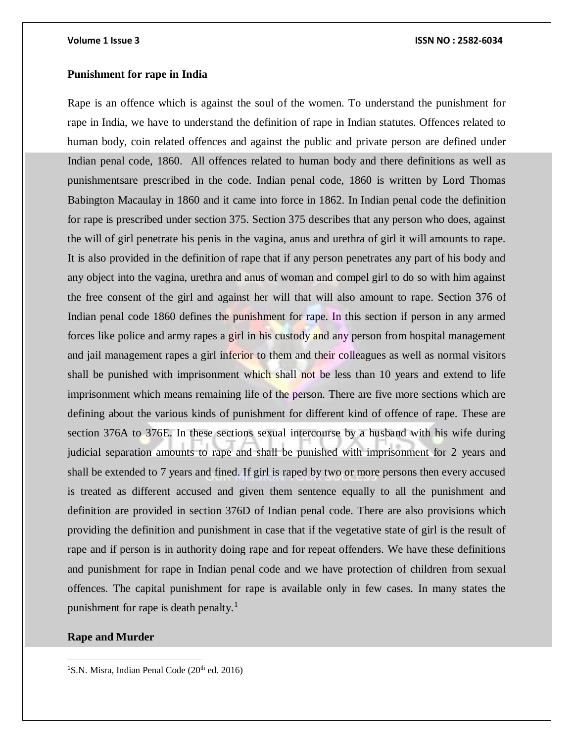**Punishment for rape in India**

Rape is an offence which is against the soul of the women. To understand the punishment for rape in India, we have to understand the definition of rape in Indian statutes. Offences related to human body, coin related offences and against the public and private person are defined under Indian penal code, 1860. All offences related to human body and there definitions as well as punishmentsare prescribed in the code. Indian penal code, 1860 is written by Lord Thomas Babington Macaulay in 1860 and it came into force in 1862. In Indian penal code the definition for rape is prescribed under section 375. Section 375 describes that any person who does, against the will of girl penetrate his penis in the vagina, anus and urethra of girl it will amounts to rape. It is also provided in the definition of rape that if any person penetrates any part of his body and any object into the vagina, urethra and anus of woman and compel girl to do so with him against the free consent of the girl and against her will that will also amount to rape. Section 376 of Indian penal code 1860 defines the punishment for rape. In this section if person in any armed forces like police and army rapes a girl in his custody and any person from hospital management and jail management rapes a girl inferior to them and their colleagues as well as normal visitors shall be punished with imprisonment which shall not be less than 10 years and extend to life imprisonment which means remaining life of the person. There are five more sections which are defining about the various kinds of punishment for different kind of offence of rape. These are section 376A to 376E. In these sections sexual intercourse by a husband with his wife during judicial separation amounts to rape and shall be punished with imprisonment for 2 years and shall be extended to 7 years and fined. If girl is raped by two or more persons then every accused is treated as different accused and given them sentence equally to all the punishment and definition are provided in section 376D of Indian penal code. There are also provisions which providing the definition and punishment in case that if the vegetative state of girl is the result of rape and if person is in authority doing rape and for repeat offenders. We have these definitions and punishment for rape in Indian penal code and we have protection of children from sexual offences. The capital punishment for rape is available only in few cases. In many states the punishment for rape is death penalty.[1]

**Rape and Murder**

---

[1] S.N. Misra, Indian Penal Code (20th ed. 2016)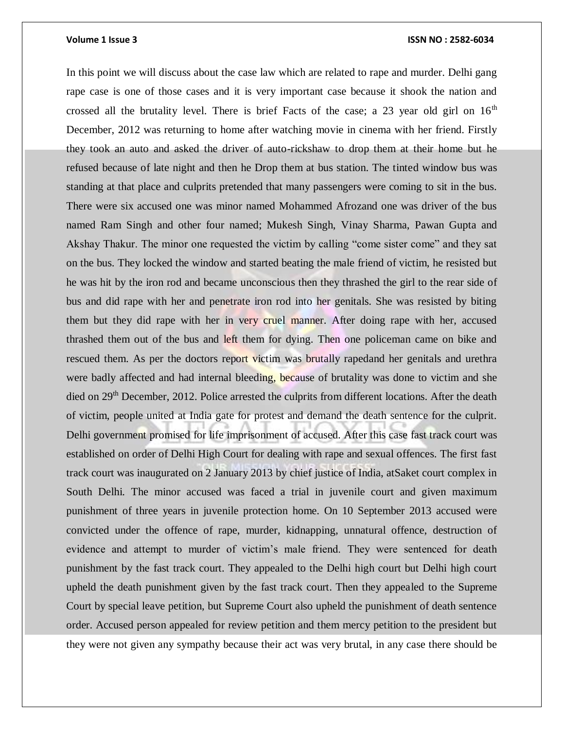In this point we will discuss about the case law which are related to rape and murder. Delhi gang rape case is one of those cases and it is very important case because it shook the nation and crossed all the brutality level. There is brief Facts of the case; a 23 year old girl on 16th December, 2012 was returning to home after watching movie in cinema with her friend. Firstly they took an auto and asked the driver of auto-rickshaw to drop them at their home but he refused because of late night and then he Drop them at bus station. The tinted window bus was standing at that place and culprits pretended that many passengers were coming to sit in the bus. There were six accused one was minor named Mohammed Afrozand one was driver of the bus named Ram Singh and other four named; Mukesh Singh, Vinay Sharma, Pawan Gupta and Akshay Thakur. The minor one requested the victim by calling "come sister come" and they sat on the bus. They locked the window and started beating the male friend of victim, he resisted but he was hit by the iron rod and became unconscious then they thrashed the girl to the rear side of bus and did rape with her and penetrate iron rod into her genitals. She was resisted by biting them but they did rape with her in very cruel manner. After doing rape with her, accused thrashed them out of the bus and left them for dying. Then one policeman came on bike and rescued them. As per the doctors report victim was brutally rapedand her genitals and urethra were badly affected and had internal bleeding, because of brutality was done to victim and she died on 29th December, 2012. Police arrested the culprits from different locations. After the death of victim, people united at India gate for protest and demand the death sentence for the culprit. Delhi government promised for life imprisonment of accused. After this case fast track court was established on order of Delhi High Court for dealing with rape and sexual offences. The first fast track court was inaugurated on 2 January 2013 by chief justice of India, atSaket court complex in South Delhi. The minor accused was faced a trial in juvenile court and given maximum punishment of three years in juvenile protection home. On 10 September 2013 accused were convicted under the offence of rape, murder, kidnapping, unnatural offence, destruction of evidence and attempt to murder of victim's male friend. They were sentenced for death punishment by the fast track court. They appealed to the Delhi high court but Delhi high court upheld the death punishment given by the fast track court. Then they appealed to the Supreme Court by special leave petition, but Supreme Court also upheld the punishment of death sentence order. Accused person appealed for review petition and them mercy petition to the president but they were not given any sympathy because their act was very brutal, in any case there should be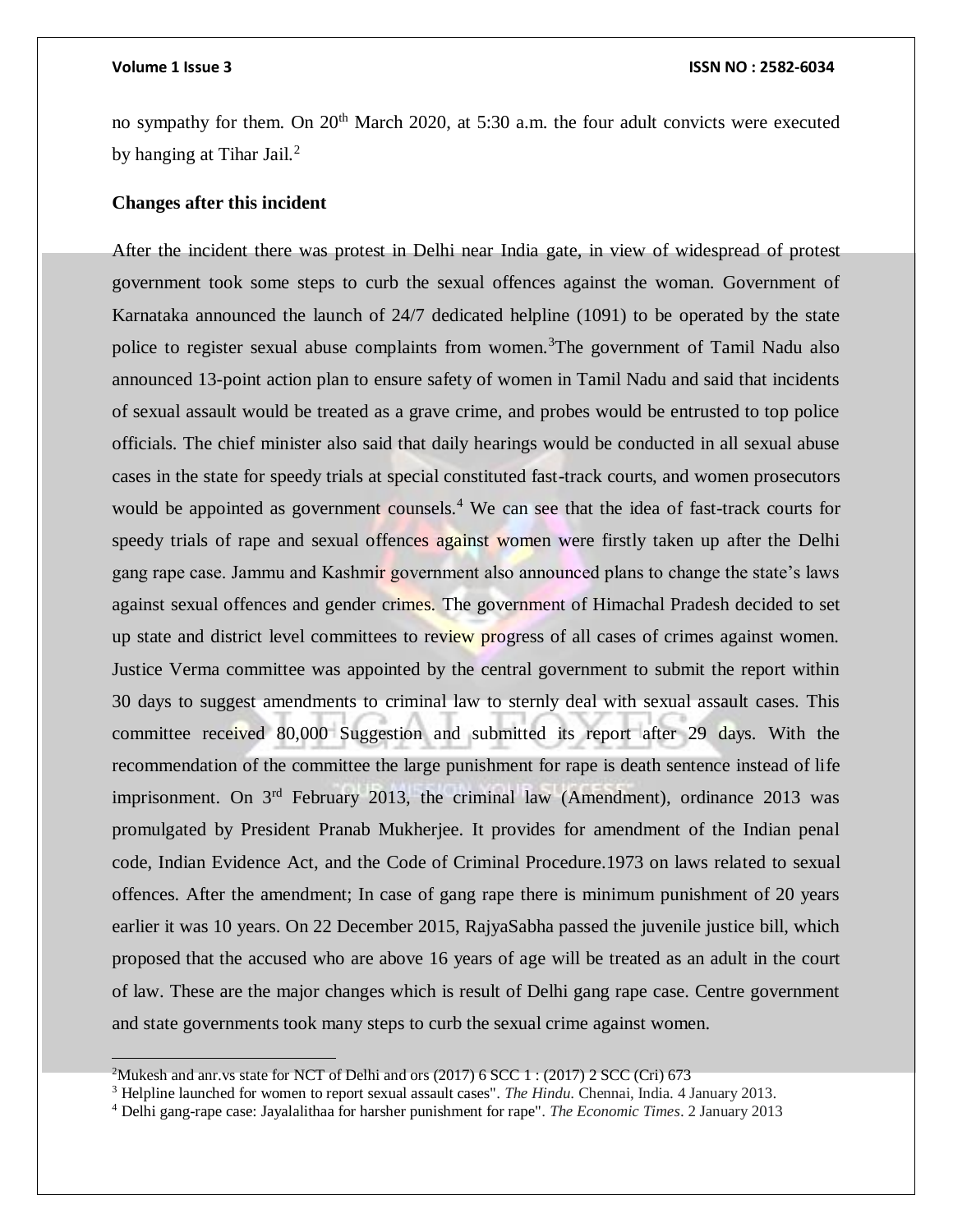no sympathy for them. On 20th March 2020, at 5:30 a.m. the four adult convicts were executed by hanging at Tihar Jail.[2]

**Changes after this incident**

After the incident there was protest in Delhi near India gate, in view of widespread of protest government took some steps to curb the sexual offences against the woman. Government of Karnataka announced the launch of 24/7 dedicated helpline (1091) to be operated by the state police to register sexual abuse complaints from women.[3]The government of Tamil Nadu also announced 13-point action plan to ensure safety of women in Tamil Nadu and said that incidents of sexual assault would be treated as a grave crime, and probes would be entrusted to top police officials. The chief minister also said that daily hearings would be conducted in all sexual abuse cases in the state for speedy trials at special constituted fast-track courts, and women prosecutors would be appointed as government counsels.[4] We can see that the idea of fast-track courts for speedy trials of rape and sexual offences against women were firstly taken up after the Delhi gang rape case. Jammu and Kashmir government also announced plans to change the state's laws against sexual offences and gender crimes. The government of Himachal Pradesh decided to set up state and district level committees to review progress of all cases of crimes against women. Justice Verma committee was appointed by the central government to submit the report within 30 days to suggest amendments to criminal law to sternly deal with sexual assault cases. This committee received 80,000 Suggestion and submitted its report after 29 days. With the recommendation of the committee the large punishment for rape is death sentence instead of life imprisonment. On 3rd February 2013, the criminal law (Amendment), ordinance 2013 was promulgated by President Pranab Mukherjee. It provides for amendment of the Indian penal code, Indian Evidence Act, and the Code of Criminal Procedure.1973 on laws related to sexual offences. After the amendment; In case of gang rape there is minimum punishment of 20 years earlier it was 10 years. On 22 December 2015, RajyaSabha passed the juvenile justice bill, which proposed that the accused who are above 16 years of age will be treated as an adult in the court of law. These are the major changes which is result of Delhi gang rape case. Centre government and state governments took many steps to curb the sexual crime against women.

---

[2]Mukesh and anr.vs state for NCT of Delhi and ors (2017) 6 SCC 1 : (2017) 2 SCC (Cri) 673

[3] Helpline launched for women to report sexual assault cases". *The Hindu*. Chennai, India. 4 January 2013.

[4] Delhi gang-rape case: Jayalalithaa for harsher punishment for rape". *The Economic Times*. 2 January 2013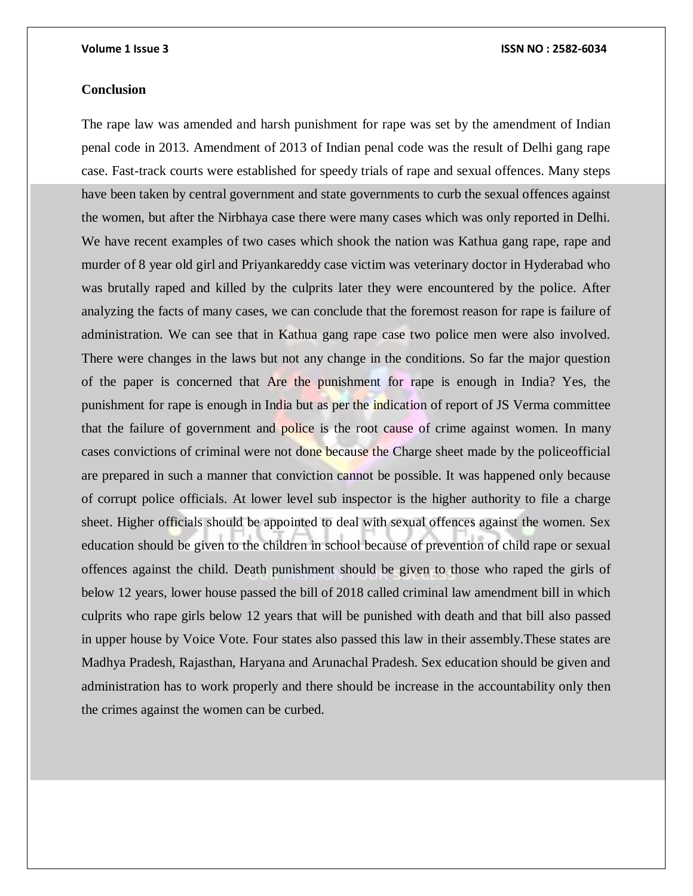**Conclusion**

The rape law was amended and harsh punishment for rape was set by the amendment of Indian penal code in 2013. Amendment of 2013 of Indian penal code was the result of Delhi gang rape case. Fast-track courts were established for speedy trials of rape and sexual offences. Many steps have been taken by central government and state governments to curb the sexual offences against the women, but after the Nirbhaya case there were many cases which was only reported in Delhi. We have recent examples of two cases which shook the nation was Kathua gang rape, rape and murder of 8 year old girl and Priyankareddy case victim was veterinary doctor in Hyderabad who was brutally raped and killed by the culprits later they were encountered by the police. After analyzing the facts of many cases, we can conclude that the foremost reason for rape is failure of administration. We can see that in Kathua gang rape case two police men were also involved. There were changes in the laws but not any change in the conditions. So far the major question of the paper is concerned that Are the punishment for rape is enough in India? Yes, the punishment for rape is enough in India but as per the indication of report of JS Verma committee that the failure of government and police is the root cause of crime against women. In many cases convictions of criminal were not done because the Charge sheet made by the policeofficial are prepared in such a manner that conviction cannot be possible. It was happened only because of corrupt police officials. At lower level sub inspector is the higher authority to file a charge sheet. Higher officials should be appointed to deal with sexual offences against the women. Sex education should be given to the children in school because of prevention of child rape or sexual offences against the child. Death punishment should be given to those who raped the girls of below 12 years, lower house passed the bill of 2018 called criminal law amendment bill in which culprits who rape girls below 12 years that will be punished with death and that bill also passed in upper house by Voice Vote. Four states also passed this law in their assembly.These states are Madhya Pradesh, Rajasthan, Haryana and Arunachal Pradesh. Sex education should be given and administration has to work properly and there should be increase in the accountability only then the crimes against the women can be curbed.